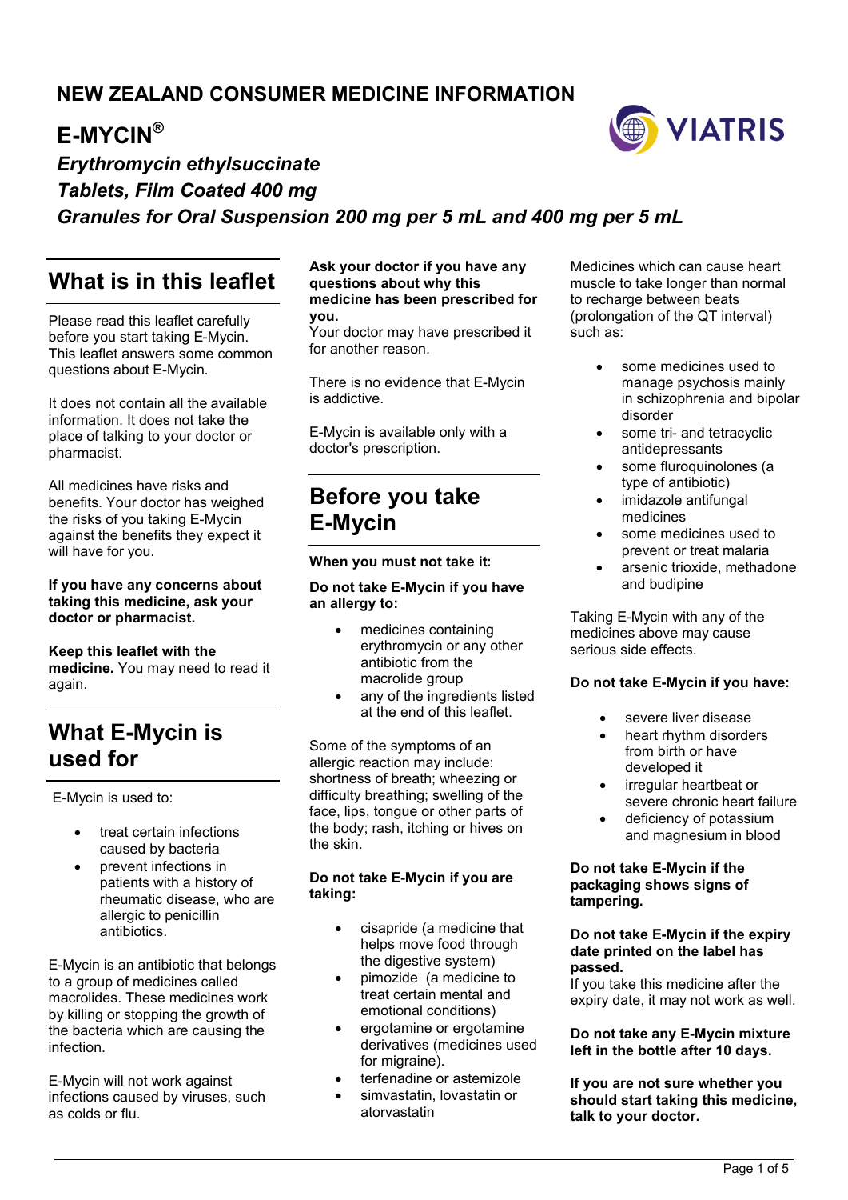# NEW ZEALAND CONSUMER MEDICINE INFORMATION

# E-MYCIN®

***Erythromycin ethylsuccinate***
***Tablets, Film Coated 400 mg***
***Granules for Oral Suspension 200 mg per 5 mL and 400 mg per 5 mL***

## What is in this leaflet

Please read this leaflet carefully before you start taking E-Mycin. This leaflet answers some common questions about E-Mycin.

It does not contain all the available information. It does not take the place of talking to your doctor or pharmacist.

All medicines have risks and benefits. Your doctor has weighed the risks of you taking E-Mycin against the benefits they expect it will have for you.

**If you have any concerns about taking this medicine, ask your doctor or pharmacist.**

**Keep this leaflet with the medicine.** You may need to read it again.

## What E-Mycin is used for

E-Mycin is used to:

- treat certain infections caused by bacteria
- prevent infections in patients with a history of rheumatic disease, who are allergic to penicillin antibiotics.

E-Mycin is an antibiotic that belongs to a group of medicines called macrolides. These medicines work by killing or stopping the growth of the bacteria which are causing the infection.

E-Mycin will not work against infections caused by viruses, such as colds or flu.

**Ask your doctor if you have any questions about why this medicine has been prescribed for you.**
Your doctor may have prescribed it for another reason.

There is no evidence that E-Mycin is addictive.

E-Mycin is available only with a doctor's prescription.

## Before you take E-Mycin

### When you must not take it:

**Do not take E-Mycin if you have an allergy to:**

- medicines containing erythromycin or any other antibiotic from the macrolide group
- any of the ingredients listed at the end of this leaflet.

Some of the symptoms of an allergic reaction may include: shortness of breath; wheezing or difficulty breathing; swelling of the face, lips, tongue or other parts of the body; rash, itching or hives on the skin.

**Do not take E-Mycin if you are taking:**

- cisapride (a medicine that helps move food through the digestive system)
- pimozide (a medicine to treat certain mental and emotional conditions)
- ergotamine or ergotamine derivatives (medicines used for migraine).
- terfenadine or astemizole
- simvastatin, lovastatin or atorvastatin

Medicines which can cause heart muscle to take longer than normal to recharge between beats (prolongation of the QT interval) such as:

- some medicines used to manage psychosis mainly in schizophrenia and bipolar disorder
- some tri- and tetracyclic antidepressants
- some fluroquinolones (a type of antibiotic)
- imidazole antifungal medicines
- some medicines used to prevent or treat malaria
- arsenic trioxide, methadone and budipine

Taking E-Mycin with any of the medicines above may cause serious side effects.

**Do not take E-Mycin if you have:**

- severe liver disease
- heart rhythm disorders from birth or have developed it
- irregular heartbeat or severe chronic heart failure
- deficiency of potassium and magnesium in blood

**Do not take E-Mycin if the packaging shows signs of tampering.**

**Do not take E-Mycin if the expiry date printed on the label has passed.**
If you take this medicine after the expiry date, it may not work as well.

**Do not take any E-Mycin mixture left in the bottle after 10 days.**

**If you are not sure whether you should start taking this medicine, talk to your doctor.**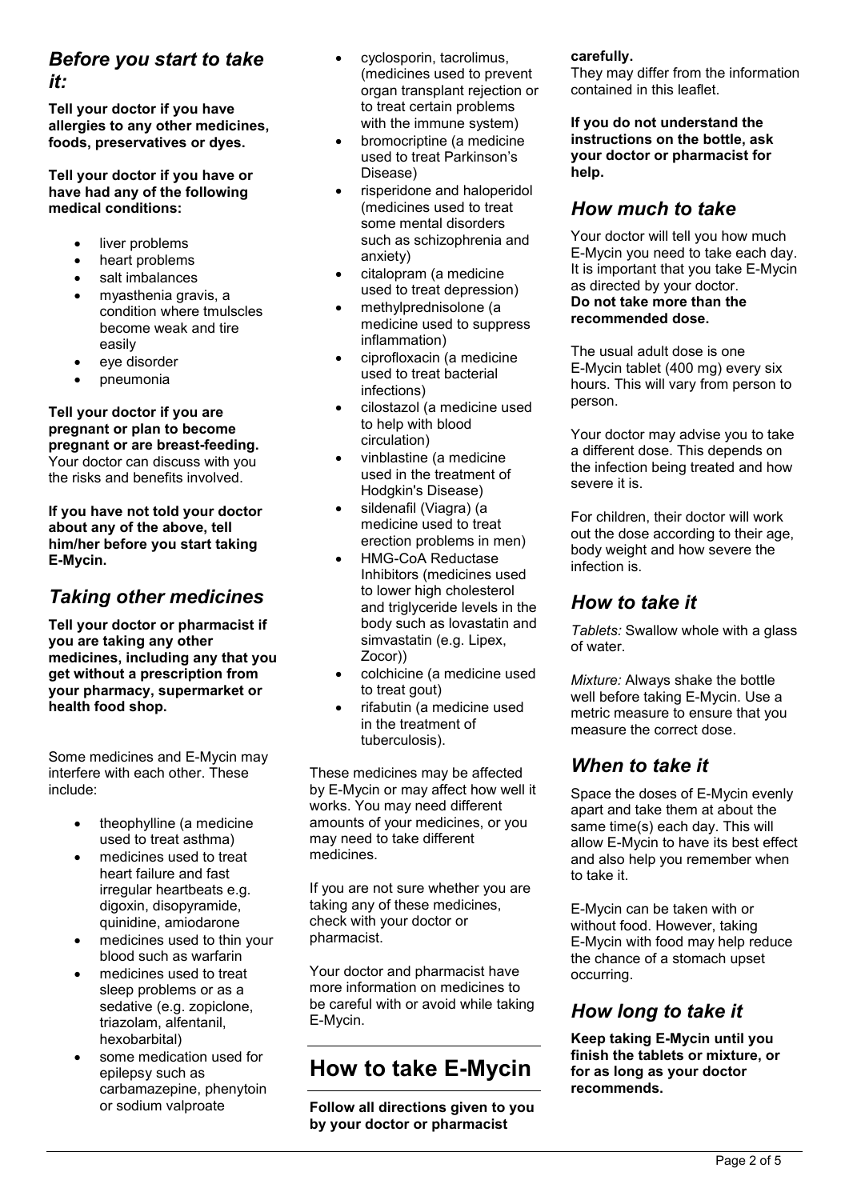## *Before you start to take it:*

**Tell your doctor if you have allergies to any other medicines, foods, preservatives or dyes.**

**Tell your doctor if you have or have had any of the following medical conditions:**

- liver problems
- heart problems
- salt imbalances
- myasthenia gravis, a condition where tmulscles become weak and tire easily
- eye disorder
- pneumonia

**Tell your doctor if you are pregnant or plan to become pregnant or are breast-feeding.** Your doctor can discuss with you the risks and benefits involved.

**If you have not told your doctor about any of the above, tell him/her before you start taking E-Mycin.**

## *Taking other medicines*

**Tell your doctor or pharmacist if you are taking any other medicines, including any that you get without a prescription from your pharmacy, supermarket or health food shop.**

Some medicines and E-Mycin may interfere with each other. These include:

- theophylline (a medicine used to treat asthma)
- medicines used to treat heart failure and fast irregular heartbeats e.g. digoxin, disopyramide, quinidine, amiodarone
- medicines used to thin your blood such as warfarin
- medicines used to treat sleep problems or as a sedative (e.g. zopiclone, triazolam, alfentanil, hexobarbital)
- some medication used for epilepsy such as carbamazepine, phenytoin or sodium valproate
- cyclosporin, tacrolimus, (medicines used to prevent organ transplant rejection or to treat certain problems with the immune system)
- bromocriptine (a medicine used to treat Parkinson's Disease)
- risperidone and haloperidol (medicines used to treat some mental disorders such as schizophrenia and anxiety)
- citalopram (a medicine used to treat depression)
- methylprednisolone (a medicine used to suppress inflammation)
- ciprofloxacin (a medicine used to treat bacterial infections)
- cilostazol (a medicine used to help with blood circulation)
- vinblastine (a medicine used in the treatment of Hodgkin's Disease)
- sildenafil (Viagra) (a medicine used to treat erection problems in men)
- HMG-CoA Reductase Inhibitors (medicines used to lower high cholesterol and triglyceride levels in the body such as lovastatin and simvastatin (e.g. Lipex, Zocor))
- colchicine (a medicine used to treat gout)
- rifabutin (a medicine used in the treatment of tuberculosis).

These medicines may be affected by E-Mycin or may affect how well it works. You may need different amounts of your medicines, or you may need to take different medicines.

If you are not sure whether you are taking any of these medicines, check with your doctor or pharmacist.

Your doctor and pharmacist have more information on medicines to be careful with or avoid while taking E-Mycin.

# How to take E-Mycin

**Follow all directions given to you by your doctor or pharmacist carefully.**

They may differ from the information contained in this leaflet.

**If you do not understand the instructions on the bottle, ask your doctor or pharmacist for help.**

## *How much to take*

Your doctor will tell you how much E-Mycin you need to take each day. It is important that you take E-Mycin as directed by your doctor.
**Do not take more than the recommended dose.**

The usual adult dose is one E-Mycin tablet (400 mg) every six hours. This will vary from person to person.

Your doctor may advise you to take a different dose. This depends on the infection being treated and how severe it is.

For children, their doctor will work out the dose according to their age, body weight and how severe the infection is.

## *How to take it*

*Tablets:* Swallow whole with a glass of water.

*Mixture:* Always shake the bottle well before taking E-Mycin. Use a metric measure to ensure that you measure the correct dose.

## *When to take it*

Space the doses of E-Mycin evenly apart and take them at about the same time(s) each day. This will allow E-Mycin to have its best effect and also help you remember when to take it.

E-Mycin can be taken with or without food. However, taking E-Mycin with food may help reduce the chance of a stomach upset occurring.

## *How long to take it*

**Keep taking E-Mycin until you finish the tablets or mixture, or for as long as your doctor recommends.**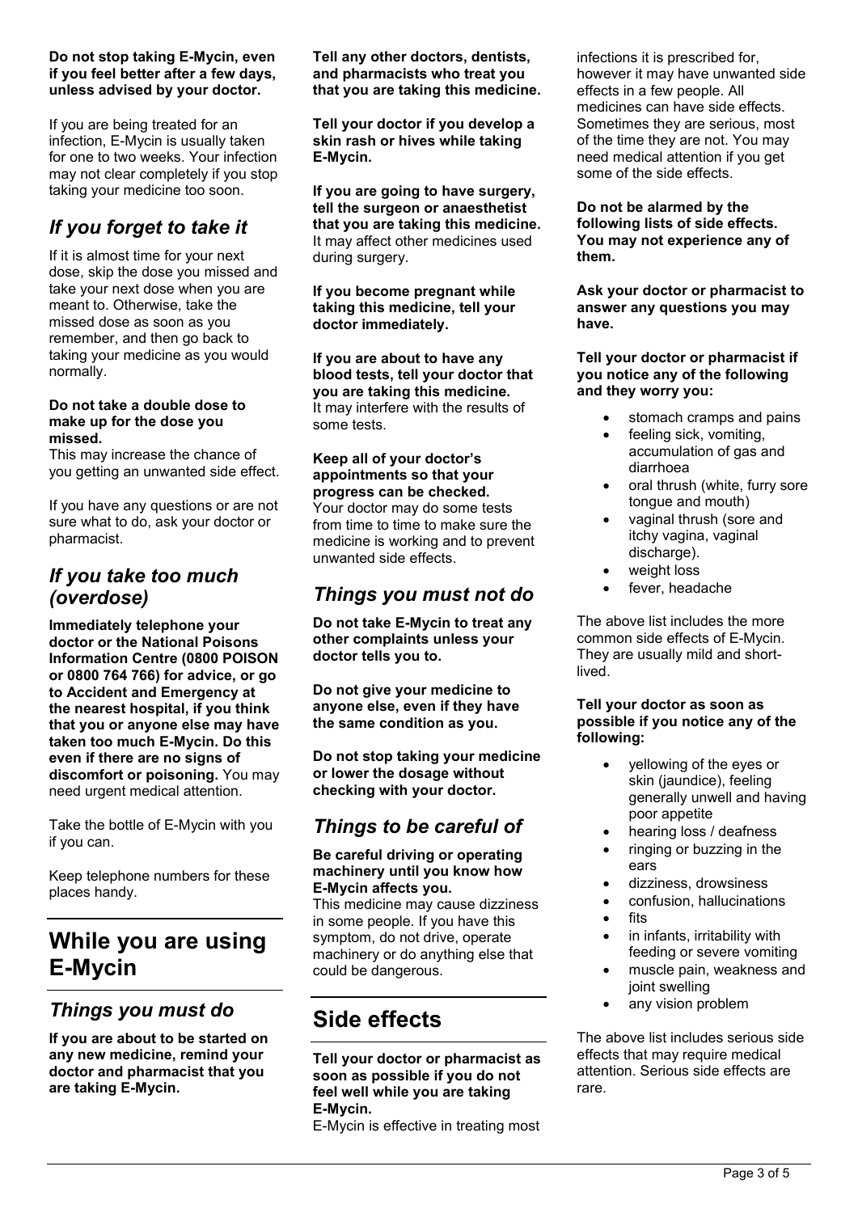**Do not stop taking E-Mycin, even if you feel better after a few days, unless advised by your doctor.**

If you are being treated for an infection, E-Mycin is usually taken for one to two weeks. Your infection may not clear completely if you stop taking your medicine too soon.

## *If you forget to take it*

If it is almost time for your next dose, skip the dose you missed and take your next dose when you are meant to. Otherwise, take the missed dose as soon as you remember, and then go back to taking your medicine as you would normally.

**Do not take a double dose to make up for the dose you missed.**
This may increase the chance of you getting an unwanted side effect.

If you have any questions or are not sure what to do, ask your doctor or pharmacist.

## *If you take too much (overdose)*

**Immediately telephone your doctor or the National Poisons Information Centre (0800 POISON or 0800 764 766) for advice, or go to Accident and Emergency at the nearest hospital, if you think that you or anyone else may have taken too much E-Mycin. Do this even if there are no signs of discomfort or poisoning.** You may need urgent medical attention.

Take the bottle of E-Mycin with you if you can.

Keep telephone numbers for these places handy.

# While you are using E-Mycin

## *Things you must do*

**If you are about to be started on any new medicine, remind your doctor and pharmacist that you are taking E-Mycin.**

**Tell any other doctors, dentists, and pharmacists who treat you that you are taking this medicine.**

**Tell your doctor if you develop a skin rash or hives while taking E-Mycin.**

**If you are going to have surgery, tell the surgeon or anaesthetist that you are taking this medicine.** It may affect other medicines used during surgery.

**If you become pregnant while taking this medicine, tell your doctor immediately.**

**If you are about to have any blood tests, tell your doctor that you are taking this medicine.** It may interfere with the results of some tests.

**Keep all of your doctor's appointments so that your progress can be checked.**
Your doctor may do some tests from time to time to make sure the medicine is working and to prevent unwanted side effects.

## *Things you must not do*

**Do not take E-Mycin to treat any other complaints unless your doctor tells you to.**

**Do not give your medicine to anyone else, even if they have the same condition as you.**

**Do not stop taking your medicine or lower the dosage without checking with your doctor.**

## *Things to be careful of*

**Be careful driving or operating machinery until you know how E-Mycin affects you.**
This medicine may cause dizziness in some people. If you have this symptom, do not drive, operate machinery or do anything else that could be dangerous.

# Side effects

**Tell your doctor or pharmacist as soon as possible if you do not feel well while you are taking E-Mycin.**
E-Mycin is effective in treating most infections it is prescribed for, however it may have unwanted side effects in a few people. All medicines can have side effects. Sometimes they are serious, most of the time they are not. You may need medical attention if you get some of the side effects.

**Do not be alarmed by the following lists of side effects. You may not experience any of them.**

**Ask your doctor or pharmacist to answer any questions you may have.**

**Tell your doctor or pharmacist if you notice any of the following and they worry you:**

- stomach cramps and pains
- feeling sick, vomiting, accumulation of gas and diarrhoea
- oral thrush (white, furry sore tongue and mouth)
- vaginal thrush (sore and itchy vagina, vaginal discharge).
- weight loss
- fever, headache

The above list includes the more common side effects of E-Mycin. They are usually mild and short-lived.

**Tell your doctor as soon as possible if you notice any of the following:**

- yellowing of the eyes or skin (jaundice), feeling generally unwell and having poor appetite
- hearing loss / deafness
- ringing or buzzing in the ears
- dizziness, drowsiness
- confusion, hallucinations
- fits
- in infants, irritability with feeding or severe vomiting
- muscle pain, weakness and joint swelling
- any vision problem

The above list includes serious side effects that may require medical attention. Serious side effects are rare.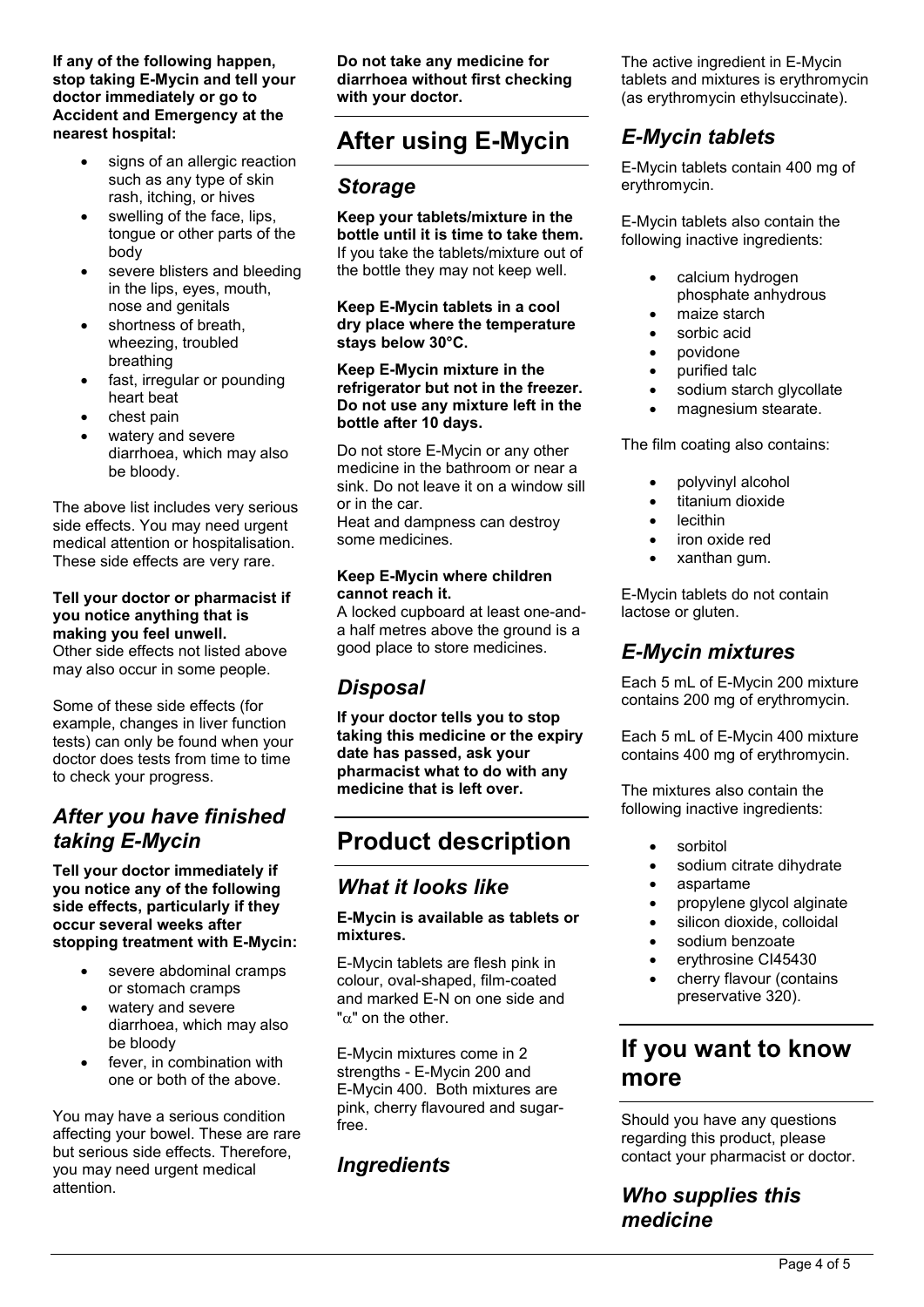**If any of the following happen, stop taking E-Mycin and tell your doctor immediately or go to Accident and Emergency at the nearest hospital:**

- signs of an allergic reaction such as any type of skin rash, itching, or hives
- swelling of the face, lips, tongue or other parts of the body
- severe blisters and bleeding in the lips, eyes, mouth, nose and genitals
- shortness of breath, wheezing, troubled breathing
- fast, irregular or pounding heart beat
- chest pain
- watery and severe diarrhoea, which may also be bloody.

The above list includes very serious side effects. You may need urgent medical attention or hospitalisation. These side effects are very rare.

**Tell your doctor or pharmacist if you notice anything that is making you feel unwell.**
Other side effects not listed above may also occur in some people.

Some of these side effects (for example, changes in liver function tests) can only be found when your doctor does tests from time to time to check your progress.

## *After you have finished taking E-Mycin*

**Tell your doctor immediately if you notice any of the following side effects, particularly if they occur several weeks after stopping treatment with E-Mycin:**

- severe abdominal cramps or stomach cramps
- watery and severe diarrhoea, which may also be bloody
- fever, in combination with one or both of the above.

You may have a serious condition affecting your bowel. These are rare but serious side effects. Therefore, you may need urgent medical attention.

**Do not take any medicine for diarrhoea without first checking with your doctor.**

# After using E-Mycin

## *Storage*

**Keep your tablets/mixture in the bottle until it is time to take them.** If you take the tablets/mixture out of the bottle they may not keep well.

**Keep E-Mycin tablets in a cool dry place where the temperature stays below 30°C.**

**Keep E-Mycin mixture in the refrigerator but not in the freezer. Do not use any mixture left in the bottle after 10 days.**

Do not store E-Mycin or any other medicine in the bathroom or near a sink. Do not leave it on a window sill or in the car.
Heat and dampness can destroy some medicines.

**Keep E-Mycin where children cannot reach it.**
A locked cupboard at least one-and-a half metres above the ground is a good place to store medicines.

## *Disposal*

**If your doctor tells you to stop taking this medicine or the expiry date has passed, ask your pharmacist what to do with any medicine that is left over.**

# Product description

## *What it looks like*

**E-Mycin is available as tablets or mixtures.**

E-Mycin tablets are flesh pink in colour, oval-shaped, film-coated and marked E-N on one side and "$\alpha$" on the other.

E-Mycin mixtures come in 2 strengths - E-Mycin 200 and E-Mycin 400. Both mixtures are pink, cherry flavoured and sugar-free.

## *Ingredients*

The active ingredient in E-Mycin tablets and mixtures is erythromycin (as erythromycin ethylsuccinate).

## *E-Mycin tablets*

E-Mycin tablets contain 400 mg of erythromycin.

E-Mycin tablets also contain the following inactive ingredients:

- calcium hydrogen phosphate anhydrous
- maize starch
- sorbic acid
- povidone
- purified talc
- sodium starch glycollate
- magnesium stearate.

The film coating also contains:

- polyvinyl alcohol
- titanium dioxide
- lecithin
- iron oxide red
- xanthan gum.

E-Mycin tablets do not contain lactose or gluten.

## *E-Mycin mixtures*

Each 5 mL of E-Mycin 200 mixture contains 200 mg of erythromycin.

Each 5 mL of E-Mycin 400 mixture contains 400 mg of erythromycin.

The mixtures also contain the following inactive ingredients:

- sorbitol
- sodium citrate dihydrate
- aspartame
- propylene glycol alginate
- silicon dioxide, colloidal
- sodium benzoate
- erythrosine CI45430
- cherry flavour (contains preservative 320).

# If you want to know more

Should you have any questions regarding this product, please contact your pharmacist or doctor.

## *Who supplies this medicine*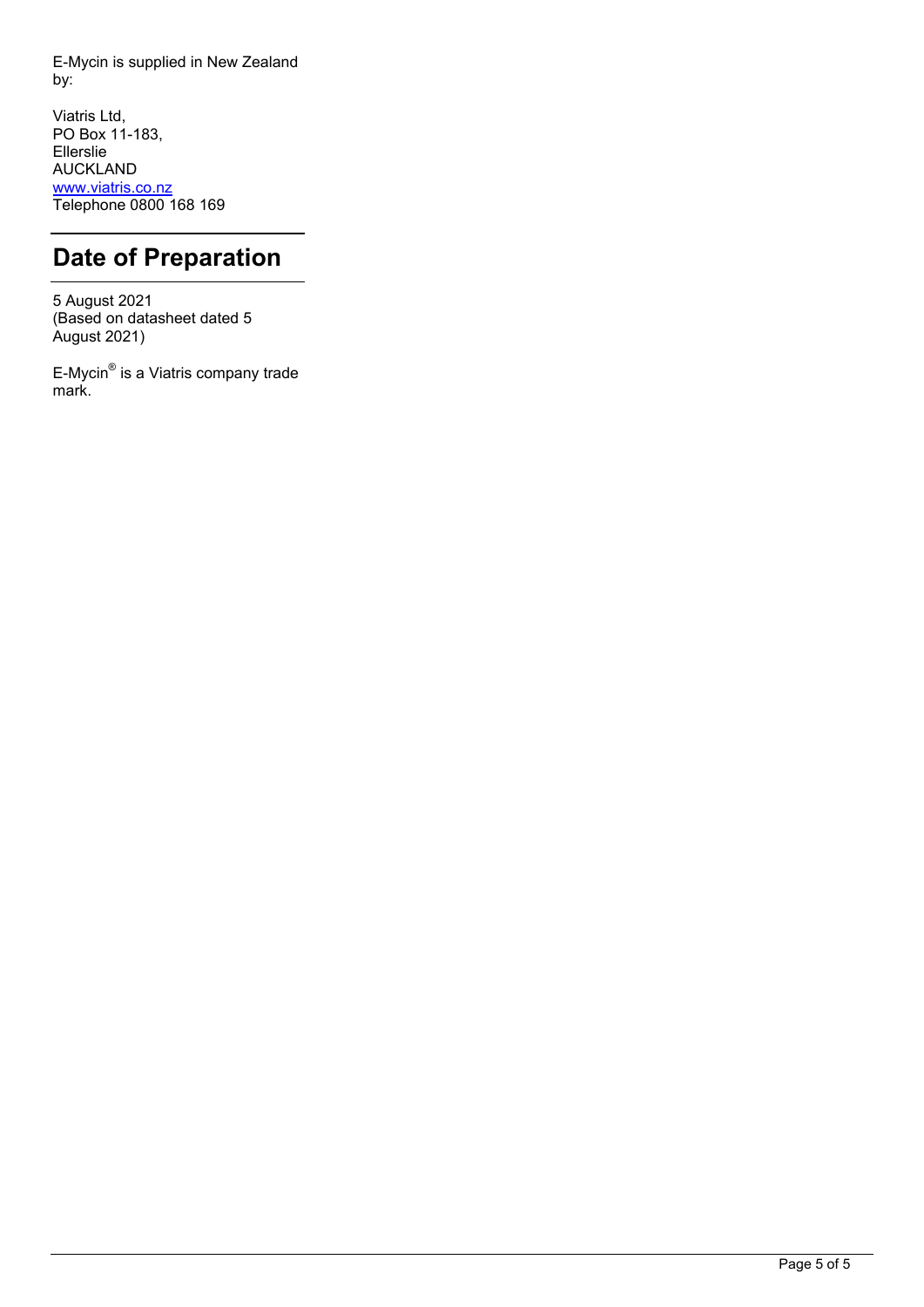E-Mycin is supplied in New Zealand by:

Viatris Ltd,
PO Box 11-183,
Ellerslie
AUCKLAND
www.viatris.co.nz
Telephone 0800 168 169

## Date of Preparation

5 August 2021
(Based on datasheet dated 5 August 2021)

E-Mycin® is a Viatris company trade mark.